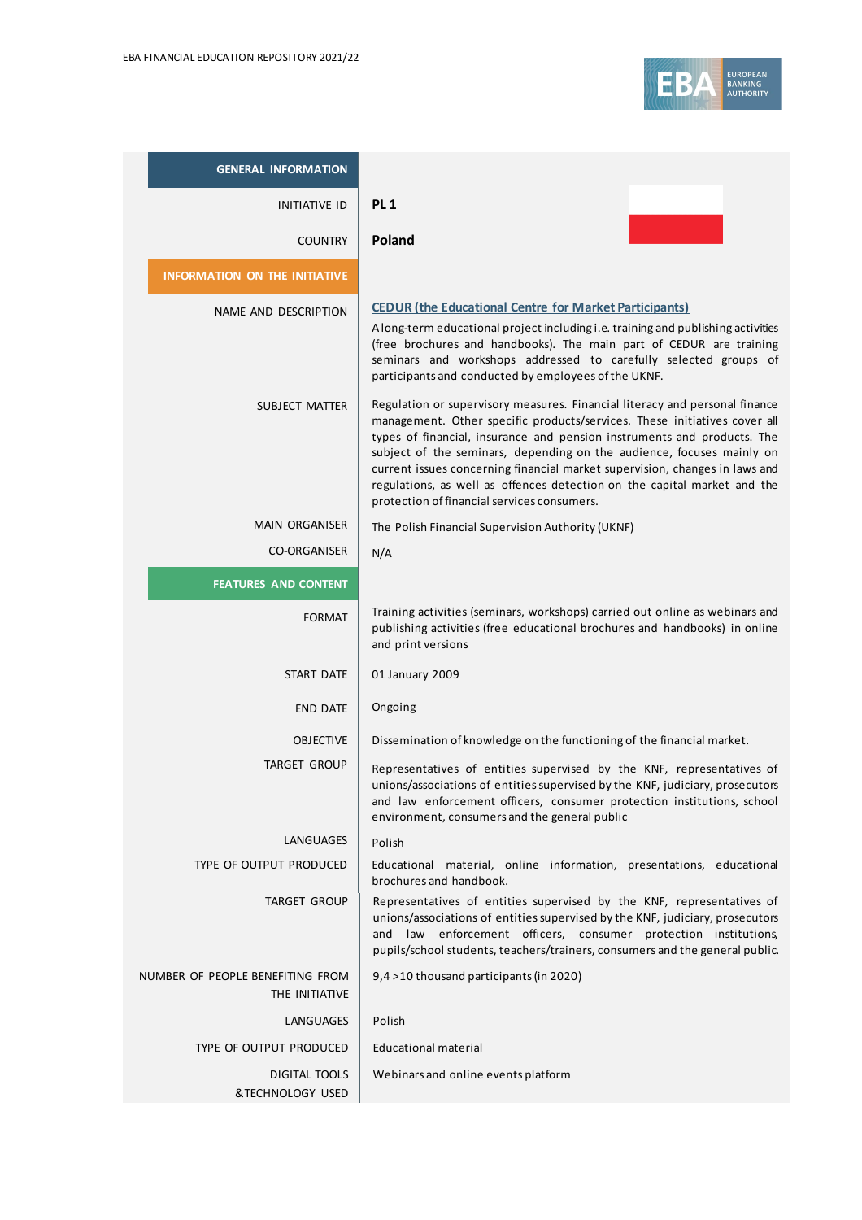| GENERAL INFORMATION | |
|---|---|
| INITIATIVE ID | **PL 1** |
| COUNTRY | **Poland** |
| **INFORMATION ON THE INITIATIVE** | |
| NAME AND DESCRIPTION | **CEDUR (the Educational Centre for Market Participants)**<br>A long-term educational project including i.e. training and publishing activities (free brochures and handbooks). The main part of CEDUR are training seminars and workshops addressed to carefully selected groups of participants and conducted by employees of the UKNF. |
| SUBJECT MATTER | Regulation or supervisory measures. Financial literacy and personal finance management. Other specific products/services. These initiatives cover all types of financial, insurance and pension instruments and products. The subject of the seminars, depending on the audience, focuses mainly on current issues concerning financial market supervision, changes in laws and regulations, as well as offences detection on the capital market and the protection of financial services consumers. |
| MAIN ORGANISER | The Polish Financial Supervision Authority (UKNF) |
| CO-ORGANISER | N/A |
| **FEATURES AND CONTENT** | |
| FORMAT | Training activities (seminars, workshops) carried out online as webinars and publishing activities (free educational brochures and handbooks) in online and print versions |
| START DATE | 01 January 2009 |
| END DATE | Ongoing |
| OBJECTIVE | Dissemination of knowledge on the functioning of the financial market. |
| TARGET GROUP | Representatives of entities supervised by the KNF, representatives of unions/associations of entities supervised by the KNF, judiciary, prosecutors and law enforcement officers, consumer protection institutions, school environment, consumers and the general public |
| LANGUAGES | Polish |
| TYPE OF OUTPUT PRODUCED | Educational material, online information, presentations, educational brochures and handbook. |
| TARGET GROUP | Representatives of entities supervised by the KNF, representatives of unions/associations of entities supervised by the KNF, judiciary, prosecutors and law enforcement officers, consumer protection institutions, pupils/school students, teachers/trainers, consumers and the general public. |
| NUMBER OF PEOPLE BENEFITING FROM THE INITIATIVE | 9,4 >10 thousand participants (in 2020) |
| LANGUAGES | Polish |
| TYPE OF OUTPUT PRODUCED | Educational material |
| DIGITAL TOOLS &TECHNOLOGY USED | Webinars and online events platform |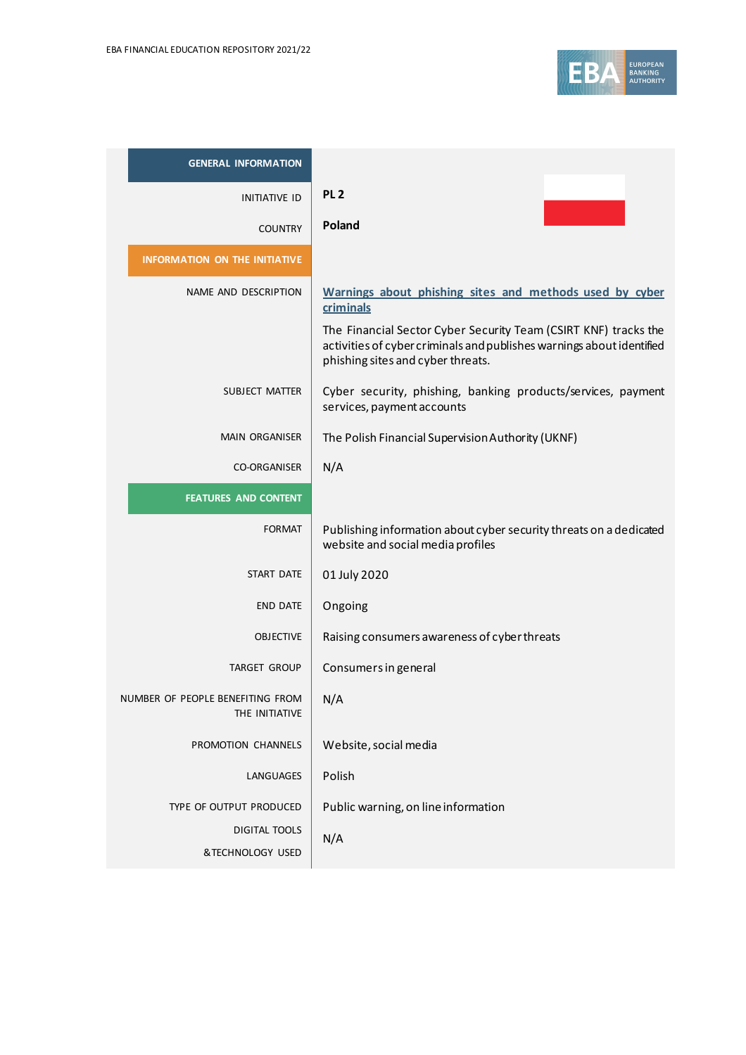| GENERAL INFORMATION | |
|---|---|
| INITIATIVE ID | **PL 2** |
| COUNTRY | **Poland** |
| **INFORMATION ON THE INITIATIVE** | |
| NAME AND DESCRIPTION | **Warnings about phishing sites and methods used by cyber criminals**<br>The Financial Sector Cyber Security Team (CSIRT KNF) tracks the activities of cyber criminals and publishes warnings about identified phishing sites and cyber threats. |
| SUBJECT MATTER | Cyber security, phishing, banking products/services, payment services, payment accounts |
| MAIN ORGANISER | The Polish Financial Supervision Authority (UKNF) |
| CO-ORGANISER | N/A |
| **FEATURES AND CONTENT** | |
| FORMAT | Publishing information about cyber security threats on a dedicated website and social media profiles |
| START DATE | 01 July 2020 |
| END DATE | Ongoing |
| OBJECTIVE | Raising consumers awareness of cyber threats |
| TARGET GROUP | Consumers in general |
| NUMBER OF PEOPLE BENEFITING FROM THE INITIATIVE | N/A |
| PROMOTION CHANNELS | Website, social media |
| LANGUAGES | Polish |
| TYPE OF OUTPUT PRODUCED | Public warning, on line information |
| DIGITAL TOOLS & TECHNOLOGY USED | N/A |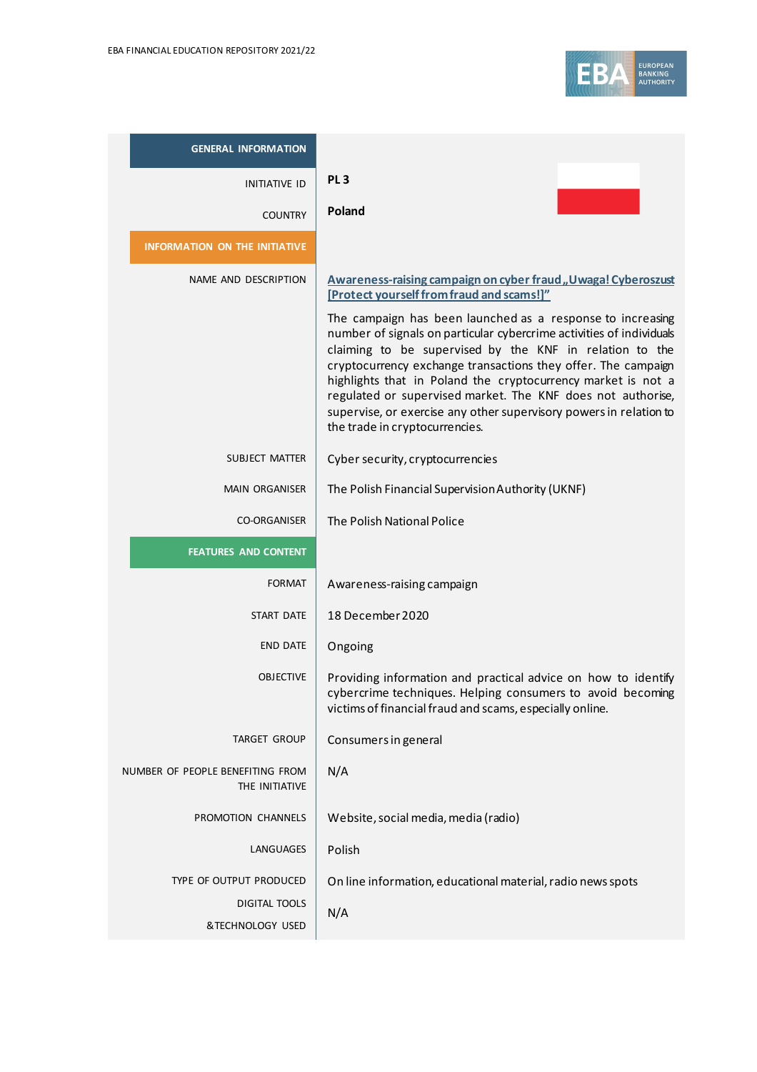| GENERAL INFORMATION | |
|---|---|
| INITIATIVE ID | **PL 3** |
| COUNTRY | **Poland** |
| **INFORMATION ON THE INITIATIVE** | |
| NAME AND DESCRIPTION | **Awareness-raising campaign on cyber fraud „Uwaga! Cyberoszust [Protect yourself from fraud and scams!]"**<br><br>The campaign has been launched as a response to increasing number of signals on particular cybercrime activities of individuals claiming to be supervised by the KNF in relation to the cryptocurrency exchange transactions they offer. The campaign highlights that in Poland the cryptocurrency market is not a regulated or supervised market. The KNF does not authorise, supervise, or exercise any other supervisory powers in relation to the trade in cryptocurrencies. |
| SUBJECT MATTER | Cyber security, cryptocurrencies |
| MAIN ORGANISER | The Polish Financial Supervision Authority (UKNF) |
| CO-ORGANISER | The Polish National Police |
| **FEATURES AND CONTENT** | |
| FORMAT | Awareness-raising campaign |
| START DATE | 18 December 2020 |
| END DATE | Ongoing |
| OBJECTIVE | Providing information and practical advice on how to identify cybercrime techniques. Helping consumers to avoid becoming victims of financial fraud and scams, especially online. |
| TARGET GROUP | Consumers in general |
| NUMBER OF PEOPLE BENEFITING FROM THE INITIATIVE | N/A |
| PROMOTION CHANNELS | Website, social media, media (radio) |
| LANGUAGES | Polish |
| TYPE OF OUTPUT PRODUCED | On line information, educational material, radio news spots |
| DIGITAL TOOLS & TECHNOLOGY USED | N/A |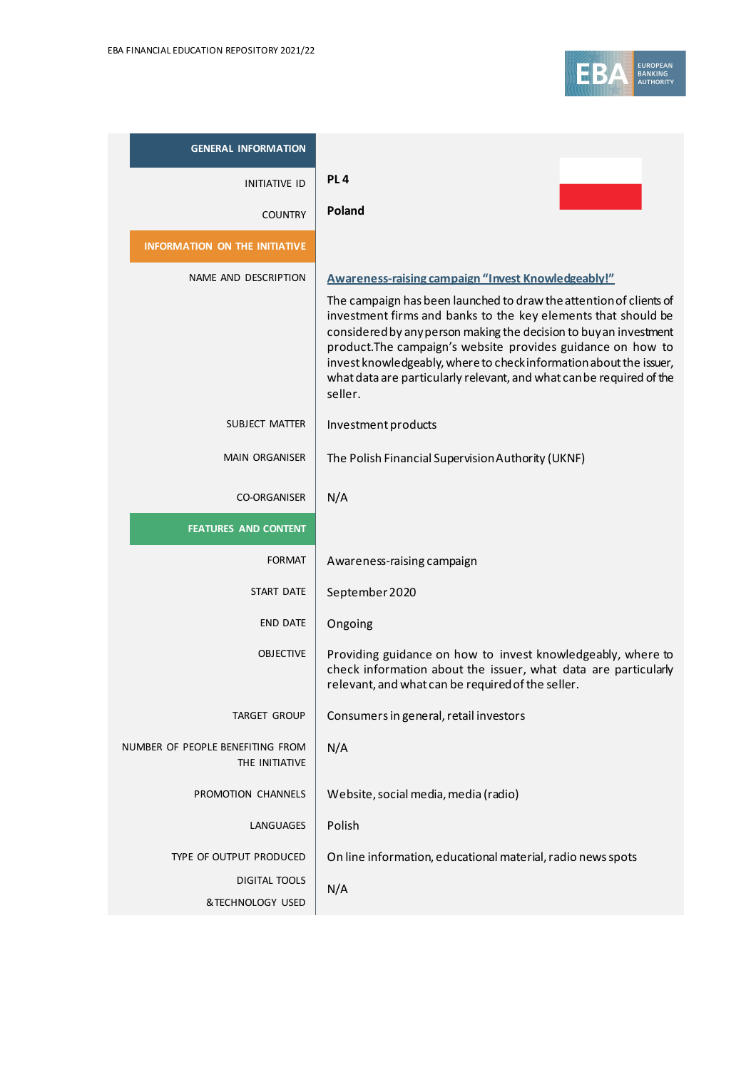| GENERAL INFORMATION | |
|---|---|
| INITIATIVE ID | **PL 4** |
| COUNTRY | **Poland** |
| **INFORMATION ON THE INITIATIVE** | |
| NAME AND DESCRIPTION | **Awareness-raising campaign "Invest Knowledgeably!"**<br>The campaign has been launched to draw the attention of clients of investment firms and banks to the key elements that should be considered by any person making the decision to buy an investment product.The campaign's website provides guidance on how to invest knowledgeably, where to check information about the issuer, what data are particularly relevant, and what can be required of the seller. |
| SUBJECT MATTER | Investment products |
| MAIN ORGANISER | The Polish Financial Supervision Authority (UKNF) |
| CO-ORGANISER | N/A |
| **FEATURES AND CONTENT** | |
| FORMAT | Awareness-raising campaign |
| START DATE | September 2020 |
| END DATE | Ongoing |
| OBJECTIVE | Providing guidance on how to invest knowledgeably, where to check information about the issuer, what data are particularly relevant, and what can be required of the seller. |
| TARGET GROUP | Consumers in general, retail investors |
| NUMBER OF PEOPLE BENEFITING FROM THE INITIATIVE | N/A |
| PROMOTION CHANNELS | Website, social media, media (radio) |
| LANGUAGES | Polish |
| TYPE OF OUTPUT PRODUCED | On line information, educational material, radio news spots |
| DIGITAL TOOLS & TECHNOLOGY USED | N/A |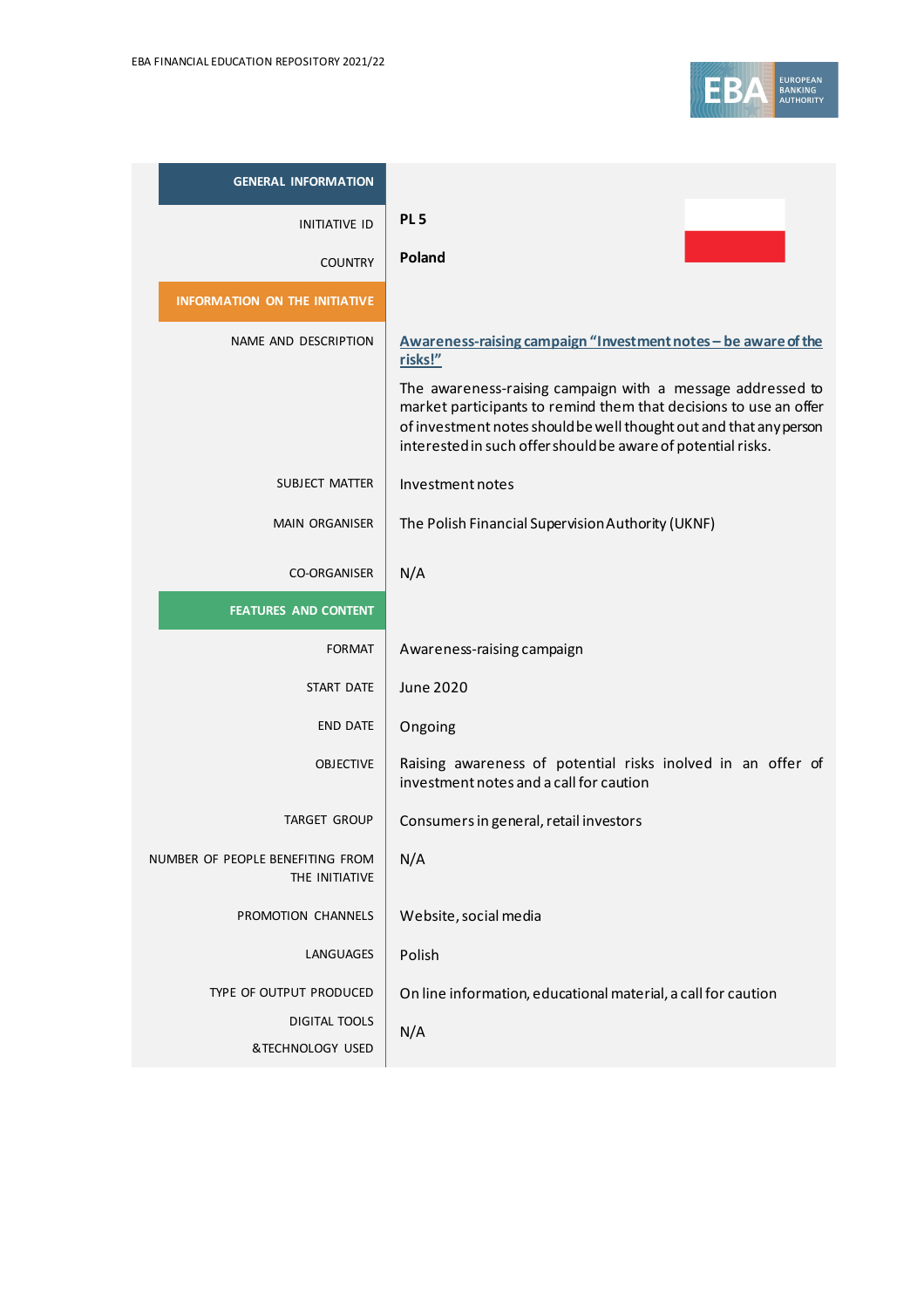| GENERAL INFORMATION | |
|---|---|
| INITIATIVE ID | **PL 5** |
| COUNTRY | **Poland** |
| **INFORMATION ON THE INITIATIVE** | |
| NAME AND DESCRIPTION | **Awareness-raising campaign "Investment notes – be aware of the risks!"**<br><br>The awareness-raising campaign with a message addressed to market participants to remind them that decisions to use an offer of investment notes should be well thought out and that any person interested in such offer should be aware of potential risks. |
| SUBJECT MATTER | Investment notes |
| MAIN ORGANISER | The Polish Financial Supervision Authority (UKNF) |
| CO-ORGANISER | N/A |
| **FEATURES AND CONTENT** | |
| FORMAT | Awareness-raising campaign |
| START DATE | June 2020 |
| END DATE | Ongoing |
| OBJECTIVE | Raising awareness of potential risks inolved in an offer of investment notes and a call for caution |
| TARGET GROUP | Consumers in general, retail investors |
| NUMBER OF PEOPLE BENEFITING FROM THE INITIATIVE | N/A |
| PROMOTION CHANNELS | Website, social media |
| LANGUAGES | Polish |
| TYPE OF OUTPUT PRODUCED | On line information, educational material, a call for caution |
| DIGITAL TOOLS & TECHNOLOGY USED | N/A |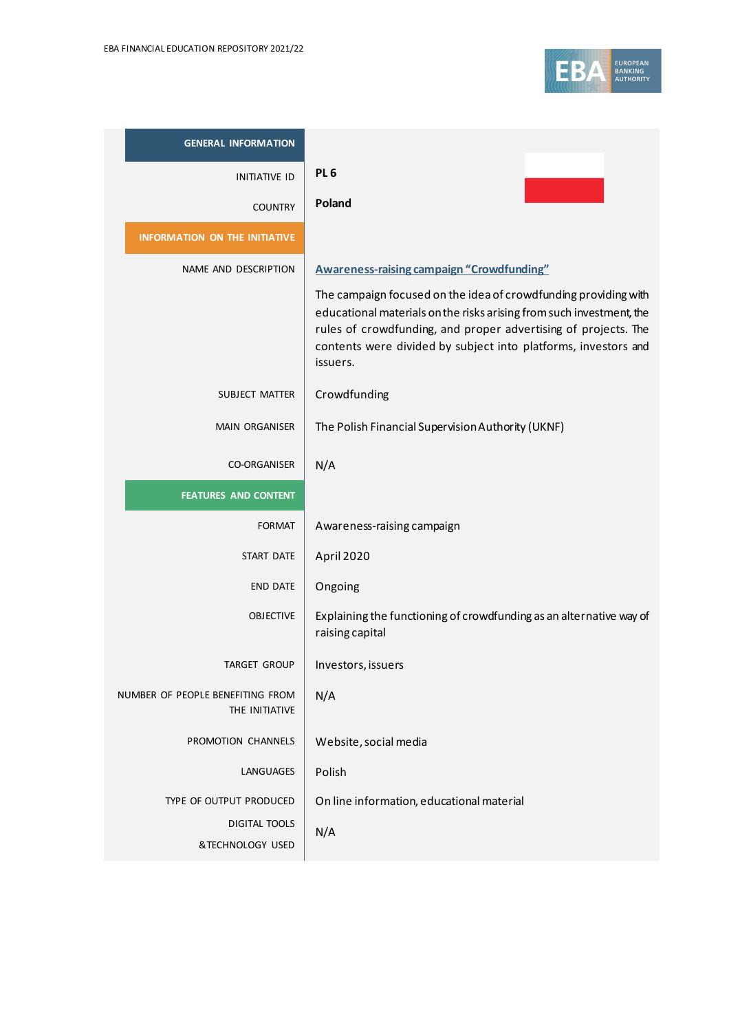| | |
|---|---|
| **GENERAL INFORMATION** | |
| INITIATIVE ID | **PL 6** |
| COUNTRY | **Poland** |
| **INFORMATION ON THE INITIATIVE** | |
| NAME AND DESCRIPTION | **Awareness-raising campaign "Crowdfunding"**<br><br>The campaign focused on the idea of crowdfunding providing with educational materials on the risks arising from such investment, the rules of crowdfunding, and proper advertising of projects. The contents were divided by subject into platforms, investors and issuers. |
| SUBJECT MATTER | Crowdfunding |
| MAIN ORGANISER | The Polish Financial Supervision Authority (UKNF) |
| CO-ORGANISER | N/A |
| **FEATURES AND CONTENT** | |
| FORMAT | Awareness-raising campaign |
| START DATE | April 2020 |
| END DATE | Ongoing |
| OBJECTIVE | Explaining the functioning of crowdfunding as an alternative way of raising capital |
| TARGET GROUP | Investors, issuers |
| NUMBER OF PEOPLE BENEFITING FROM THE INITIATIVE | N/A |
| PROMOTION CHANNELS | Website, social media |
| LANGUAGES | Polish |
| TYPE OF OUTPUT PRODUCED | On line information, educational material |
| DIGITAL TOOLS & TECHNOLOGY USED | N/A |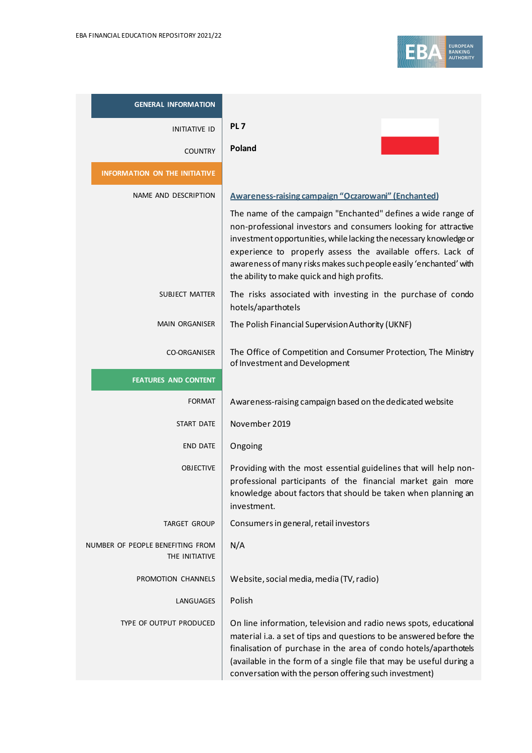| | |
|---|---|
| **GENERAL INFORMATION** | |
| INITIATIVE ID | **PL 7** |
| COUNTRY | **Poland** |
| **INFORMATION ON THE INITIATIVE** | |
| NAME AND DESCRIPTION | **Awareness-raising campaign "Oczarowani" (Enchanted)**<br><br>The name of the campaign "Enchanted" defines a wide range of non-professional investors and consumers looking for attractive investment opportunities, while lacking the necessary knowledge or experience to properly assess the available offers. Lack of awareness of many risks makes such people easily 'enchanted' with the ability to make quick and high profits. |
| SUBJECT MATTER | The risks associated with investing in the purchase of condo hotels/aparthotels |
| MAIN ORGANISER | The Polish Financial Supervision Authority (UKNF) |
| CO-ORGANISER | The Office of Competition and Consumer Protection, The Ministry of Investment and Development |
| **FEATURES AND CONTENT** | |
| FORMAT | Awareness-raising campaign based on the dedicated website |
| START DATE | November 2019 |
| END DATE | Ongoing |
| OBJECTIVE | Providing with the most essential guidelines that will help non-professional participants of the financial market gain more knowledge about factors that should be taken when planning an investment. |
| TARGET GROUP | Consumers in general, retail investors |
| NUMBER OF PEOPLE BENEFITING FROM THE INITIATIVE | N/A |
| PROMOTION CHANNELS | Website, social media, media (TV, radio) |
| LANGUAGES | Polish |
| TYPE OF OUTPUT PRODUCED | On line information, television and radio news spots, educational material i.a. a set of tips and questions to be answered before the finalisation of purchase in the area of condo hotels/aparthotels (available in the form of a single file that may be useful during a conversation with the person offering such investment) |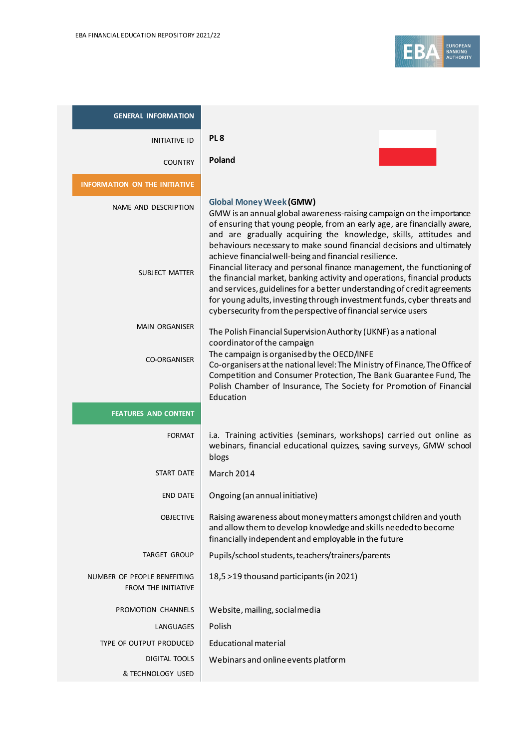| GENERAL INFORMATION | |
|---|---|
| INITIATIVE ID | **PL 8** |
| COUNTRY | **Poland** |
| **INFORMATION ON THE INITIATIVE** | |
| NAME AND DESCRIPTION | **Global Money Week (GMW)** GMW is an annual global awareness-raising campaign on the importance of ensuring that young people, from an early age, are financially aware, and are gradually acquiring the knowledge, skills, attitudes and behaviours necessary to make sound financial decisions and ultimately achieve financial well-being and financial resilience. |
| SUBJECT MATTER | Financial literacy and personal finance management, the functioning of the financial market, banking activity and operations, financial products and services, guidelines for a better understanding of credit agreements for young adults, investing through investment funds, cyber threats and cybersecurity from the perspective of financial service users |
| MAIN ORGANISER | The Polish Financial Supervision Authority (UKNF) as a national coordinator of the campaign |
| CO-ORGANISER | The campaign is organised by the OECD/INFE Co-organisers at the national level: The Ministry of Finance, The Office of Competition and Consumer Protection, The Bank Guarantee Fund, The Polish Chamber of Insurance, The Society for Promotion of Financial Education |
| **FEATURES AND CONTENT** | |
| FORMAT | i.a. Training activities (seminars, workshops) carried out online as webinars, financial educational quizzes, saving surveys, GMW school blogs |
| START DATE | March 2014 |
| END DATE | Ongoing (an annual initiative) |
| OBJECTIVE | Raising awareness about money matters amongst children and youth and allow them to develop knowledge and skills needed to become financially independent and employable in the future |
| TARGET GROUP | Pupils/school students, teachers/trainers/parents |
| NUMBER OF PEOPLE BENEFITING FROM THE INITIATIVE | 18,5 >19 thousand participants (in 2021) |
| PROMOTION CHANNELS | Website, mailing, social media |
| LANGUAGES | Polish |
| TYPE OF OUTPUT PRODUCED | Educational material |
| DIGITAL TOOLS & TECHNOLOGY USED | Webinars and online events platform |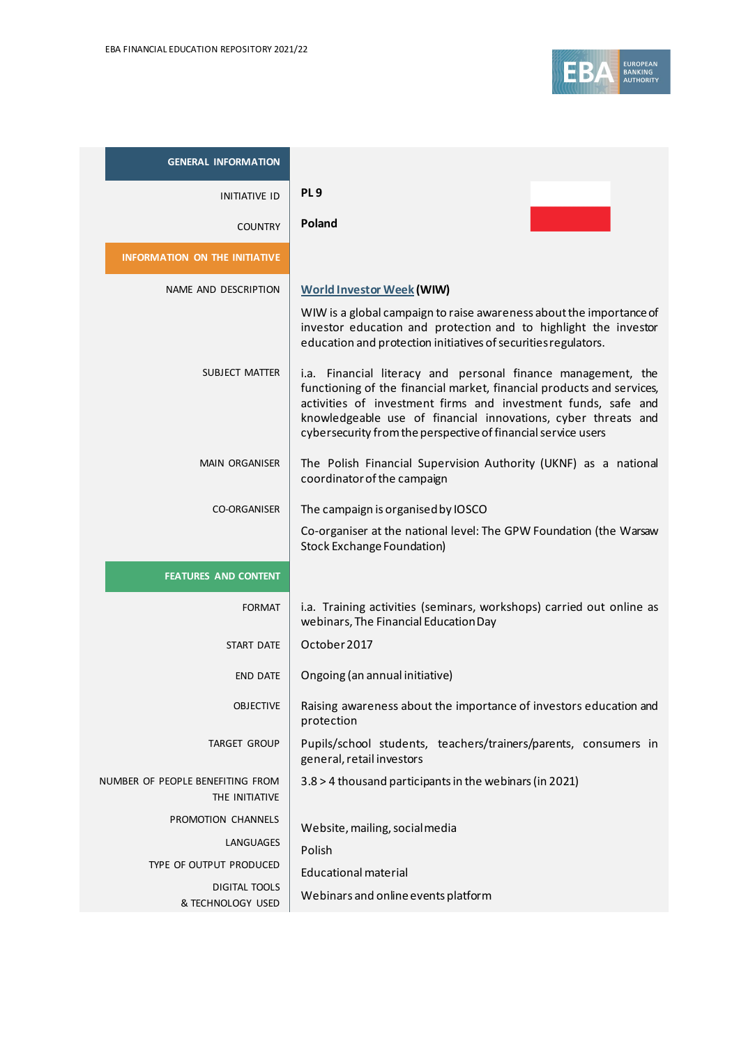| | |
|---|---|
| **GENERAL INFORMATION** | |
| INITIATIVE ID | **PL 9** |
| COUNTRY | **Poland** |
| **INFORMATION ON THE INITIATIVE** | |
| NAME AND DESCRIPTION | **World Investor Week (WIW)**<br>WIW is a global campaign to raise awareness about the importance of investor education and protection and to highlight the investor education and protection initiatives of securities regulators. |
| SUBJECT MATTER | i.a. Financial literacy and personal finance management, the functioning of the financial market, financial products and services, activities of investment firms and investment funds, safe and knowledgeable use of financial innovations, cyber threats and cybersecurity from the perspective of financial service users |
| MAIN ORGANISER | The Polish Financial Supervision Authority (UKNF) as a national coordinator of the campaign |
| CO-ORGANISER | The campaign is organised by IOSCO<br>Co-organiser at the national level: The GPW Foundation (the Warsaw Stock Exchange Foundation) |
| **FEATURES AND CONTENT** | |
| FORMAT | i.a. Training activities (seminars, workshops) carried out online as webinars, The Financial Education Day |
| START DATE | October 2017 |
| END DATE | Ongoing (an annual initiative) |
| OBJECTIVE | Raising awareness about the importance of investors education and protection |
| TARGET GROUP | Pupils/school students, teachers/trainers/parents, consumers in general, retail investors |
| NUMBER OF PEOPLE BENEFITING FROM THE INITIATIVE | 3.8 > 4 thousand participants in the webinars (in 2021) |
| PROMOTION CHANNELS | Website, mailing, social media |
| LANGUAGES | Polish |
| TYPE OF OUTPUT PRODUCED | Educational material |
| DIGITAL TOOLS & TECHNOLOGY USED | Webinars and online events platform |